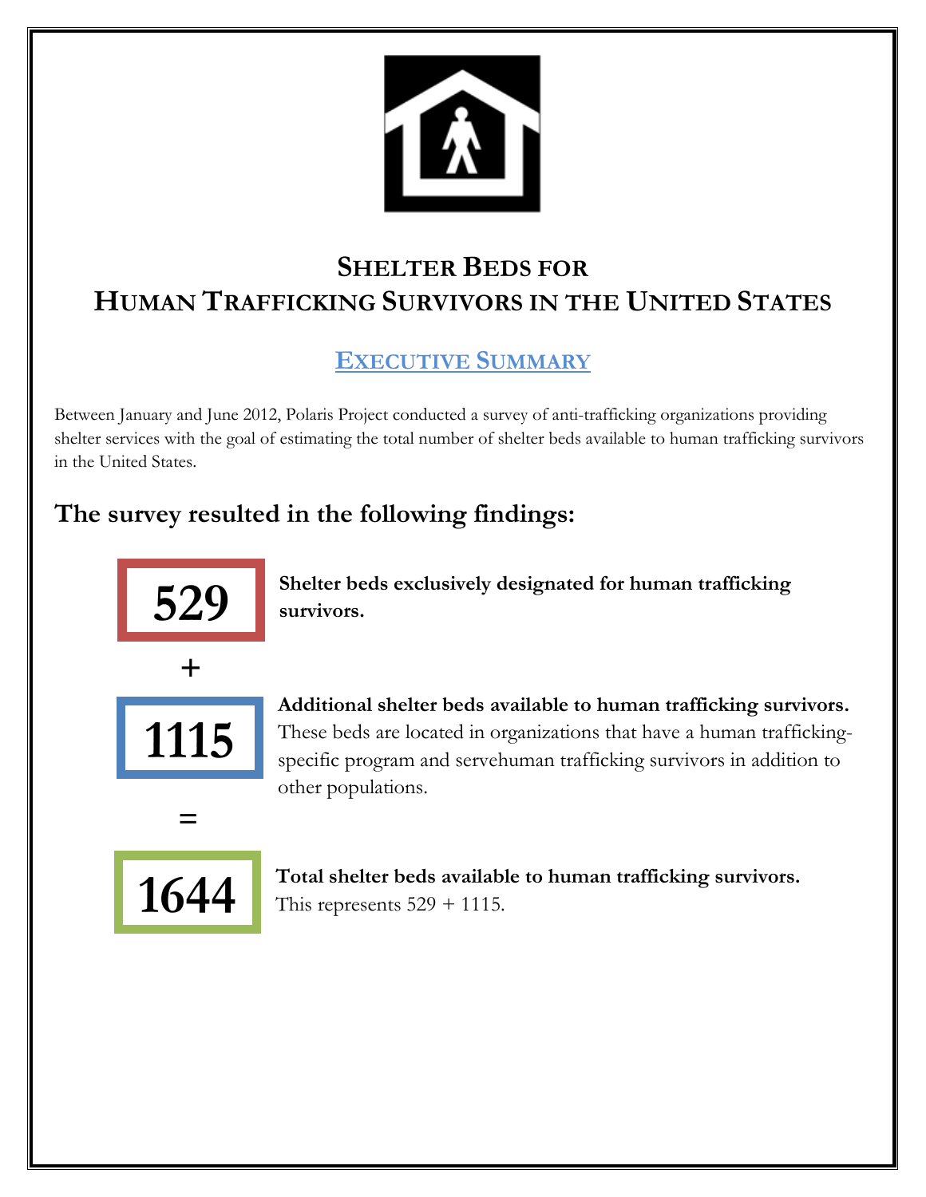# SHELTER BEDS FOR HUMAN TRAFFICKING SURVIVORS IN THE UNITED STATES

## EXECUTIVE SUMMARY

Between January and June 2012, Polaris Project conducted a survey of anti-trafficking organizations providing shelter services with the goal of estimating the total number of shelter beds available to human trafficking survivors in the United States.

## The survey resulted in the following findings:

**529** — **Shelter beds exclusively designated for human trafficking survivors.**

+

**1115** — **Additional shelter beds available to human trafficking survivors.** These beds are located in organizations that have a human trafficking-specific program and servehuman trafficking survivors in addition to other populations.

=

**1644** — **Total shelter beds available to human trafficking survivors.** This represents 529 + 1115.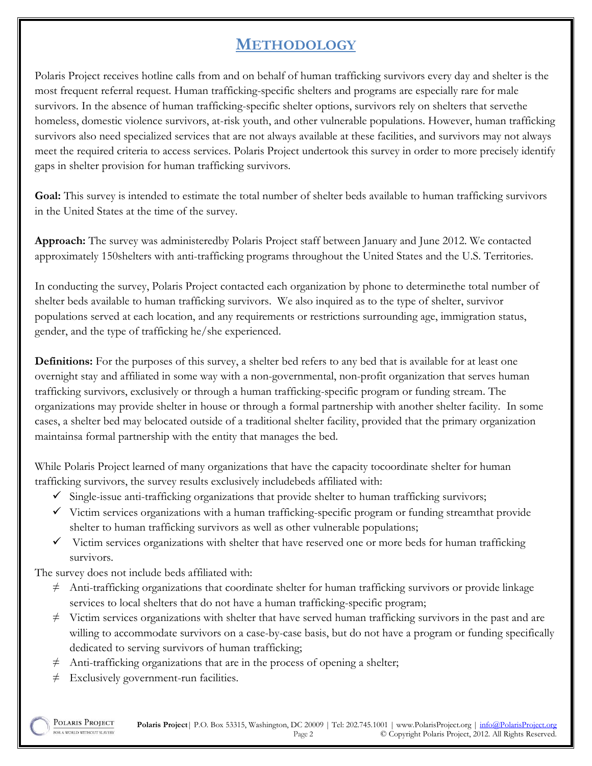# METHODOLOGY

Polaris Project receives hotline calls from and on behalf of human trafficking survivors every day and shelter is the most frequent referral request. Human trafficking-specific shelters and programs are especially rare for male survivors. In the absence of human trafficking-specific shelter options, survivors rely on shelters that servethe homeless, domestic violence survivors, at-risk youth, and other vulnerable populations. However, human trafficking survivors also need specialized services that are not always available at these facilities, and survivors may not always meet the required criteria to access services. Polaris Project undertook this survey in order to more precisely identify gaps in shelter provision for human trafficking survivors.

**Goal:** This survey is intended to estimate the total number of shelter beds available to human trafficking survivors in the United States at the time of the survey.

**Approach:** The survey was administeredby Polaris Project staff between January and June 2012. We contacted approximately 150shelters with anti-trafficking programs throughout the United States and the U.S. Territories.

In conducting the survey, Polaris Project contacted each organization by phone to determinethe total number of shelter beds available to human trafficking survivors. We also inquired as to the type of shelter, survivor populations served at each location, and any requirements or restrictions surrounding age, immigration status, gender, and the type of trafficking he/she experienced.

**Definitions:** For the purposes of this survey, a shelter bed refers to any bed that is available for at least one overnight stay and affiliated in some way with a non-governmental, non-profit organization that serves human trafficking survivors, exclusively or through a human trafficking-specific program or funding stream. The organizations may provide shelter in house or through a formal partnership with another shelter facility. In some cases, a shelter bed may belocated outside of a traditional shelter facility, provided that the primary organization maintainsa formal partnership with the entity that manages the bed.

While Polaris Project learned of many organizations that have the capacity tocoordinate shelter for human trafficking survivors, the survey results exclusively includebeds affiliated with:

- ✓ Single-issue anti-trafficking organizations that provide shelter to human trafficking survivors;
- ✓ Victim services organizations with a human trafficking-specific program or funding streamthat provide shelter to human trafficking survivors as well as other vulnerable populations;
- ✓ Victim services organizations with shelter that have reserved one or more beds for human trafficking survivors.

The survey does not include beds affiliated with:

- ≠ Anti-trafficking organizations that coordinate shelter for human trafficking survivors or provide linkage services to local shelters that do not have a human trafficking-specific program;
- ≠ Victim services organizations with shelter that have served human trafficking survivors in the past and are willing to accommodate survivors on a case-by-case basis, but do not have a program or funding specifically dedicated to serving survivors of human trafficking;
- ≠ Anti-trafficking organizations that are in the process of opening a shelter;
- ≠ Exclusively government-run facilities.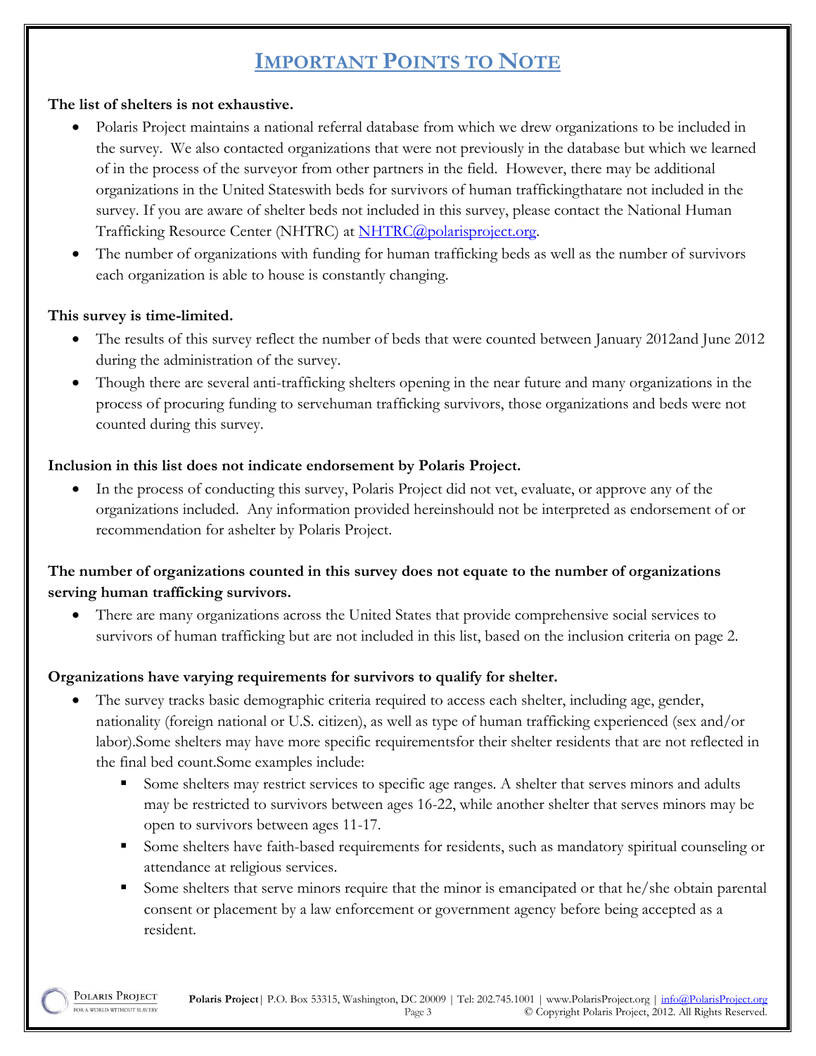# IMPORTANT POINTS TO NOTE

**The list of shelters is not exhaustive.**

- Polaris Project maintains a national referral database from which we drew organizations to be included in the survey. We also contacted organizations that were not previously in the database but which we learned of in the process of the surveyor from other partners in the field. However, there may be additional organizations in the United Stateswith beds for survivors of human traffickingthatare not included in the survey. If you are aware of shelter beds not included in this survey, please contact the National Human Trafficking Resource Center (NHTRC) at NHTRC@polarisproject.org.
- The number of organizations with funding for human trafficking beds as well as the number of survivors each organization is able to house is constantly changing.

**This survey is time-limited.**

- The results of this survey reflect the number of beds that were counted between January 2012and June 2012 during the administration of the survey.
- Though there are several anti-trafficking shelters opening in the near future and many organizations in the process of procuring funding to servehuman trafficking survivors, those organizations and beds were not counted during this survey.

**Inclusion in this list does not indicate endorsement by Polaris Project.**

- In the process of conducting this survey, Polaris Project did not vet, evaluate, or approve any of the organizations included. Any information provided hereinshould not be interpreted as endorsement of or recommendation for ashelter by Polaris Project.

**The number of organizations counted in this survey does not equate to the number of organizations serving human trafficking survivors.**

- There are many organizations across the United States that provide comprehensive social services to survivors of human trafficking but are not included in this list, based on the inclusion criteria on page 2.

**Organizations have varying requirements for survivors to qualify for shelter.**

- The survey tracks basic demographic criteria required to access each shelter, including age, gender, nationality (foreign national or U.S. citizen), as well as type of human trafficking experienced (sex and/or labor).Some shelters may have more specific requirementsfor their shelter residents that are not reflected in the final bed count.Some examples include:
  - Some shelters may restrict services to specific age ranges. A shelter that serves minors and adults may be restricted to survivors between ages 16-22, while another shelter that serves minors may be open to survivors between ages 11-17.
  - Some shelters have faith-based requirements for residents, such as mandatory spiritual counseling or attendance at religious services.
  - Some shelters that serve minors require that the minor is emancipated or that he/she obtain parental consent or placement by a law enforcement or government agency before being accepted as a resident.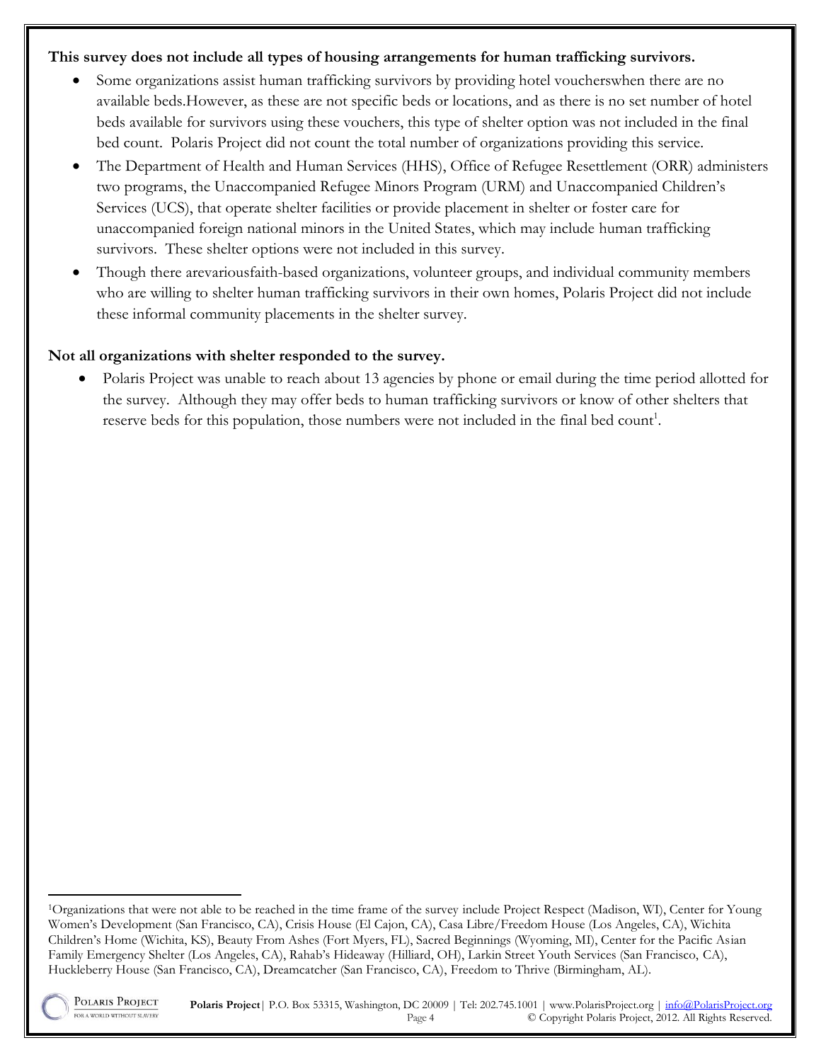**This survey does not include all types of housing arrangements for human trafficking survivors.**

- Some organizations assist human trafficking survivors by providing hotel voucherswhen there are no available beds.However, as these are not specific beds or locations, and as there is no set number of hotel beds available for survivors using these vouchers, this type of shelter option was not included in the final bed count. Polaris Project did not count the total number of organizations providing this service.
- The Department of Health and Human Services (HHS), Office of Refugee Resettlement (ORR) administers two programs, the Unaccompanied Refugee Minors Program (URM) and Unaccompanied Children's Services (UCS), that operate shelter facilities or provide placement in shelter or foster care for unaccompanied foreign national minors in the United States, which may include human trafficking survivors. These shelter options were not included in this survey.
- Though there arevariousfaith-based organizations, volunteer groups, and individual community members who are willing to shelter human trafficking survivors in their own homes, Polaris Project did not include these informal community placements in the shelter survey.

**Not all organizations with shelter responded to the survey.**

- Polaris Project was unable to reach about 13 agencies by phone or email during the time period allotted for the survey. Although they may offer beds to human trafficking survivors or know of other shelters that reserve beds for this population, those numbers were not included in the final bed count[1].

[1]Organizations that were not able to be reached in the time frame of the survey include Project Respect (Madison, WI), Center for Young Women's Development (San Francisco, CA), Crisis House (El Cajon, CA), Casa Libre/Freedom House (Los Angeles, CA), Wichita Children's Home (Wichita, KS), Beauty From Ashes (Fort Myers, FL), Sacred Beginnings (Wyoming, MI), Center for the Pacific Asian Family Emergency Shelter (Los Angeles, CA), Rahab's Hideaway (Hilliard, OH), Larkin Street Youth Services (San Francisco, CA), Huckleberry House (San Francisco, CA), Dreamcatcher (San Francisco, CA), Freedom to Thrive (Birmingham, AL).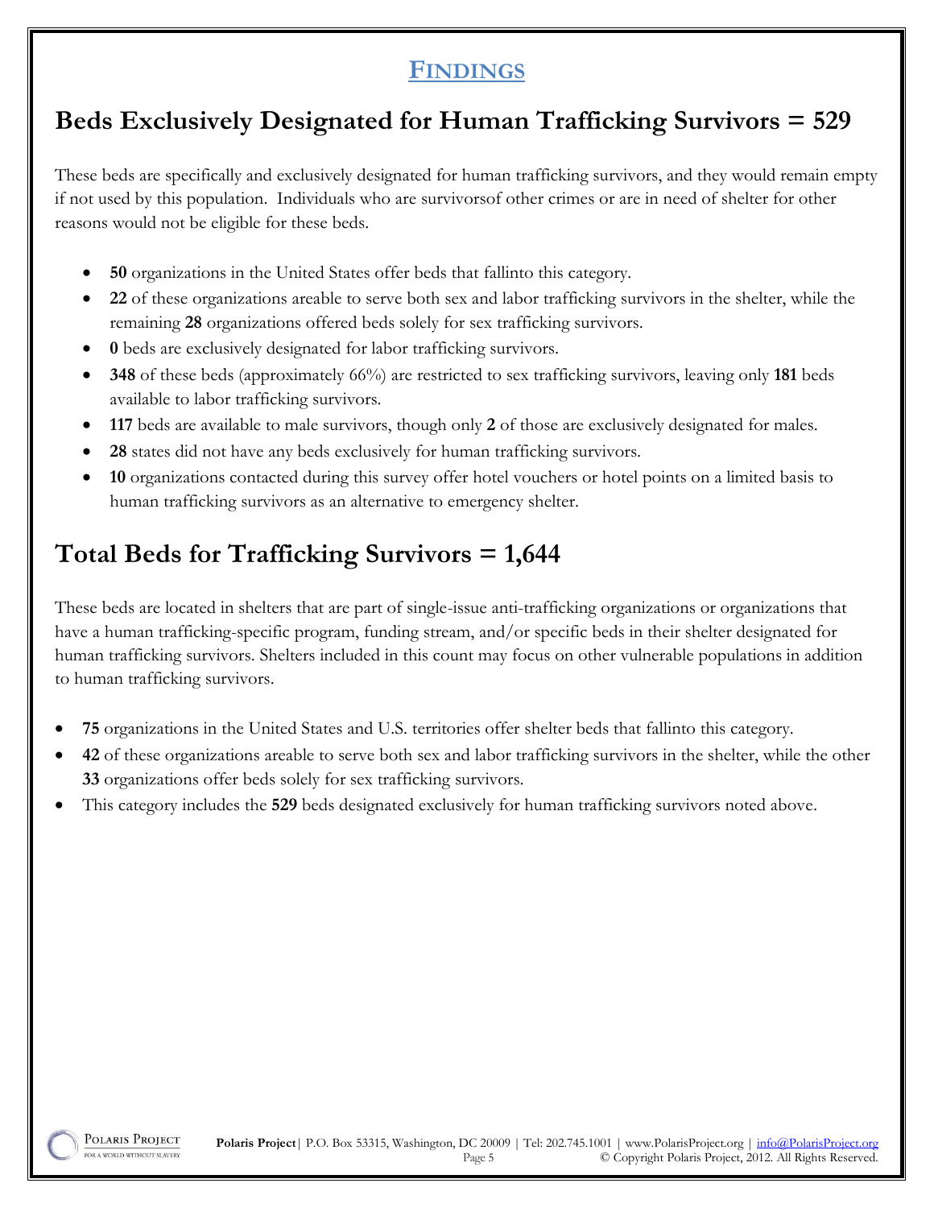## FINDINGS

## Beds Exclusively Designated for Human Trafficking Survivors = 529

These beds are specifically and exclusively designated for human trafficking survivors, and they would remain empty if not used by this population. Individuals who are survivorsof other crimes or are in need of shelter for other reasons would not be eligible for these beds.

- **50** organizations in the United States offer beds that fallinto this category.
- **22** of these organizations areable to serve both sex and labor trafficking survivors in the shelter, while the remaining **28** organizations offered beds solely for sex trafficking survivors.
- **0** beds are exclusively designated for labor trafficking survivors.
- **348** of these beds (approximately 66%) are restricted to sex trafficking survivors, leaving only **181** beds available to labor trafficking survivors.
- **117** beds are available to male survivors, though only **2** of those are exclusively designated for males.
- **28** states did not have any beds exclusively for human trafficking survivors.
- **10** organizations contacted during this survey offer hotel vouchers or hotel points on a limited basis to human trafficking survivors as an alternative to emergency shelter.

## Total Beds for Trafficking Survivors = 1,644

These beds are located in shelters that are part of single-issue anti-trafficking organizations or organizations that have a human trafficking-specific program, funding stream, and/or specific beds in their shelter designated for human trafficking survivors. Shelters included in this count may focus on other vulnerable populations in addition to human trafficking survivors.

- **75** organizations in the United States and U.S. territories offer shelter beds that fallinto this category.
- **42** of these organizations areable to serve both sex and labor trafficking survivors in the shelter, while the other **33** organizations offer beds solely for sex trafficking survivors.
- This category includes the **529** beds designated exclusively for human trafficking survivors noted above.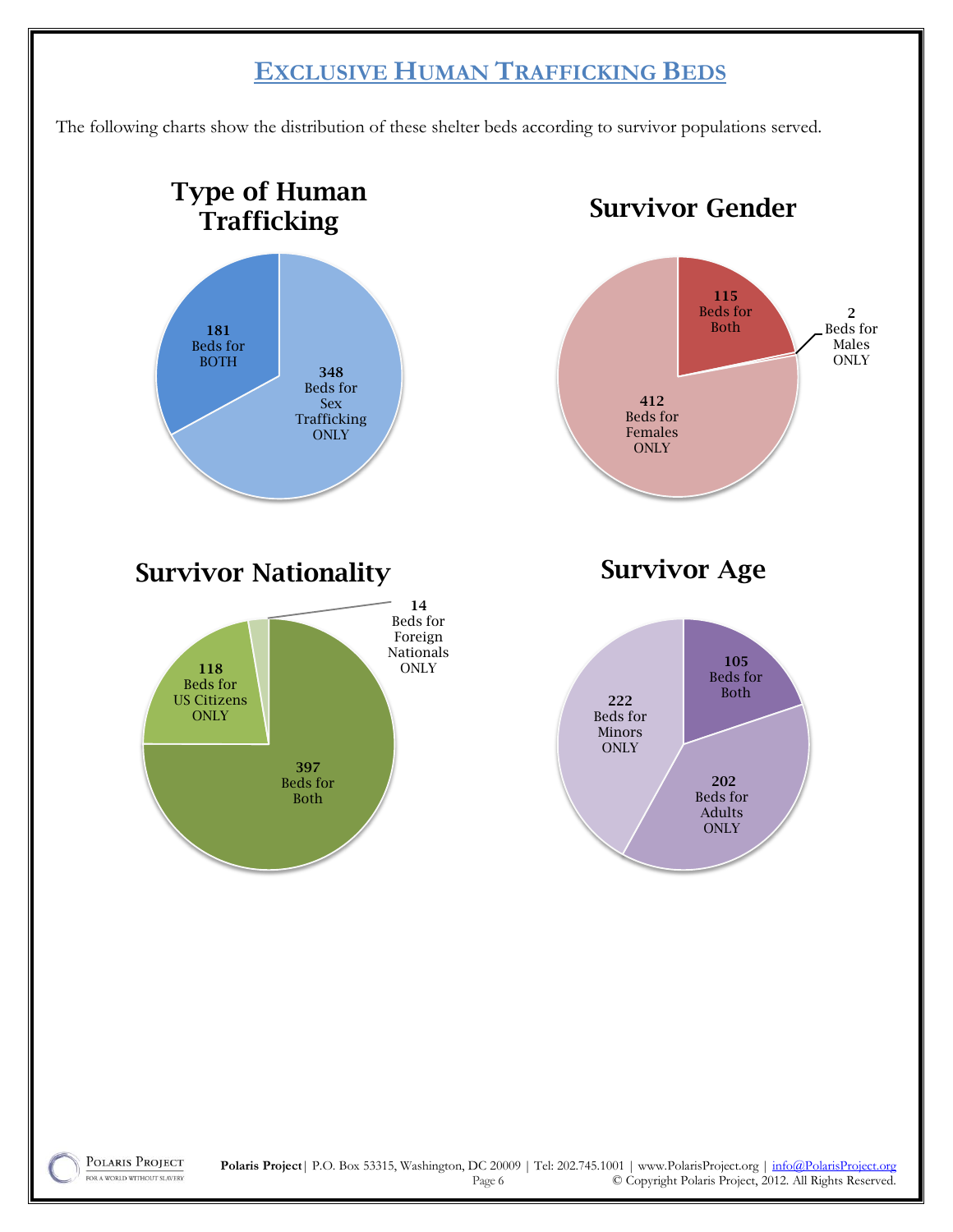## EXCLUSIVE HUMAN TRAFFICKING BEDS

The following charts show the distribution of these shelter beds according to survivor populations served.

### Type of Human Trafficking

- 181 Beds for BOTH
- 348 Beds for Sex Trafficking ONLY

### Survivor Gender

- 115 Beds for Both
- 2 Beds for Males ONLY
- 412 Beds for Females ONLY

### Survivor Nationality

- 14 Beds for Foreign Nationals ONLY
- 118 Beds for US Citizens ONLY
- 397 Beds for Both

### Survivor Age

- 105 Beds for Both
- 222 Beds for Minors ONLY
- 202 Beds for Adults ONLY

**Polaris Project**| P.O. Box 53315, Washington, DC 20009 | Tel: 202.745.1001 | www.PolarisProject.org | info@PolarisProject.org

© Copyright Polaris Project, 2012. All Rights Reserved.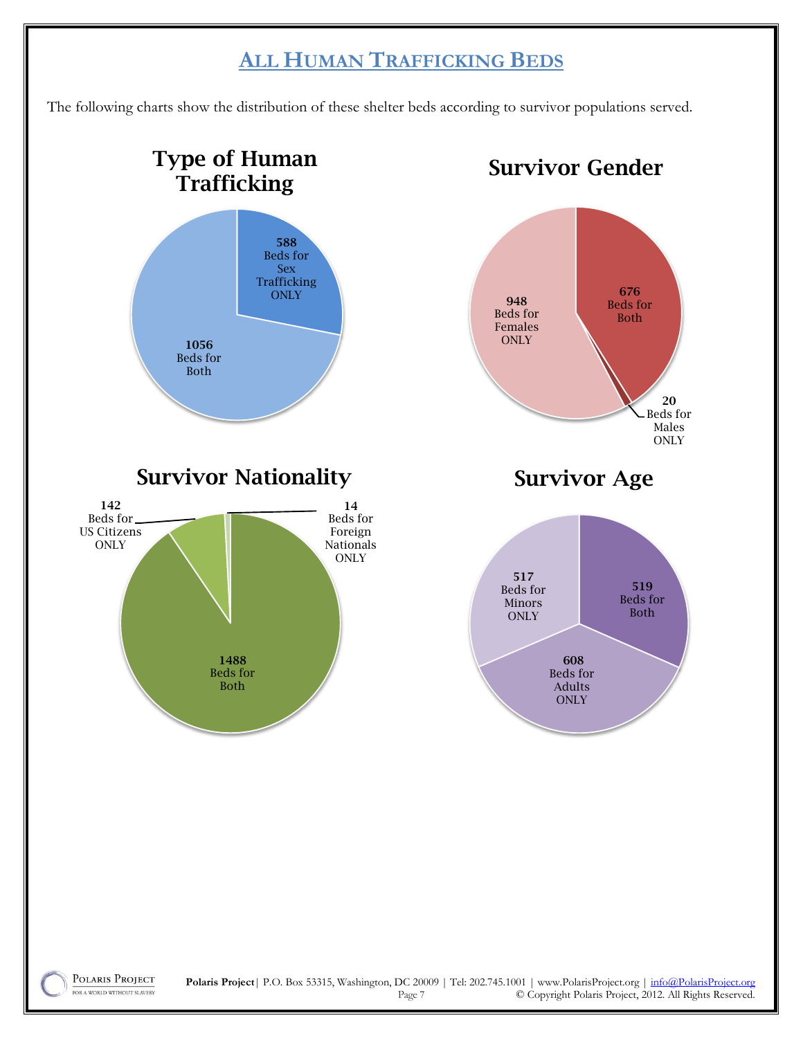# ALL HUMAN TRAFFICKING BEDS

The following charts show the distribution of these shelter beds according to survivor populations served.

## Type of Human Trafficking

588 Beds for Sex Trafficking ONLY

1056 Beds for Both

## Survivor Gender

676 Beds for Both

948 Beds for Females ONLY

20 Beds for Males ONLY

## Survivor Nationality

142 Beds for US Citizens ONLY

14 Beds for Foreign Nationals ONLY

1488 Beds for Both

## Survivor Age

517 Beds for Minors ONLY

519 Beds for Both

608 Beds for Adults ONLY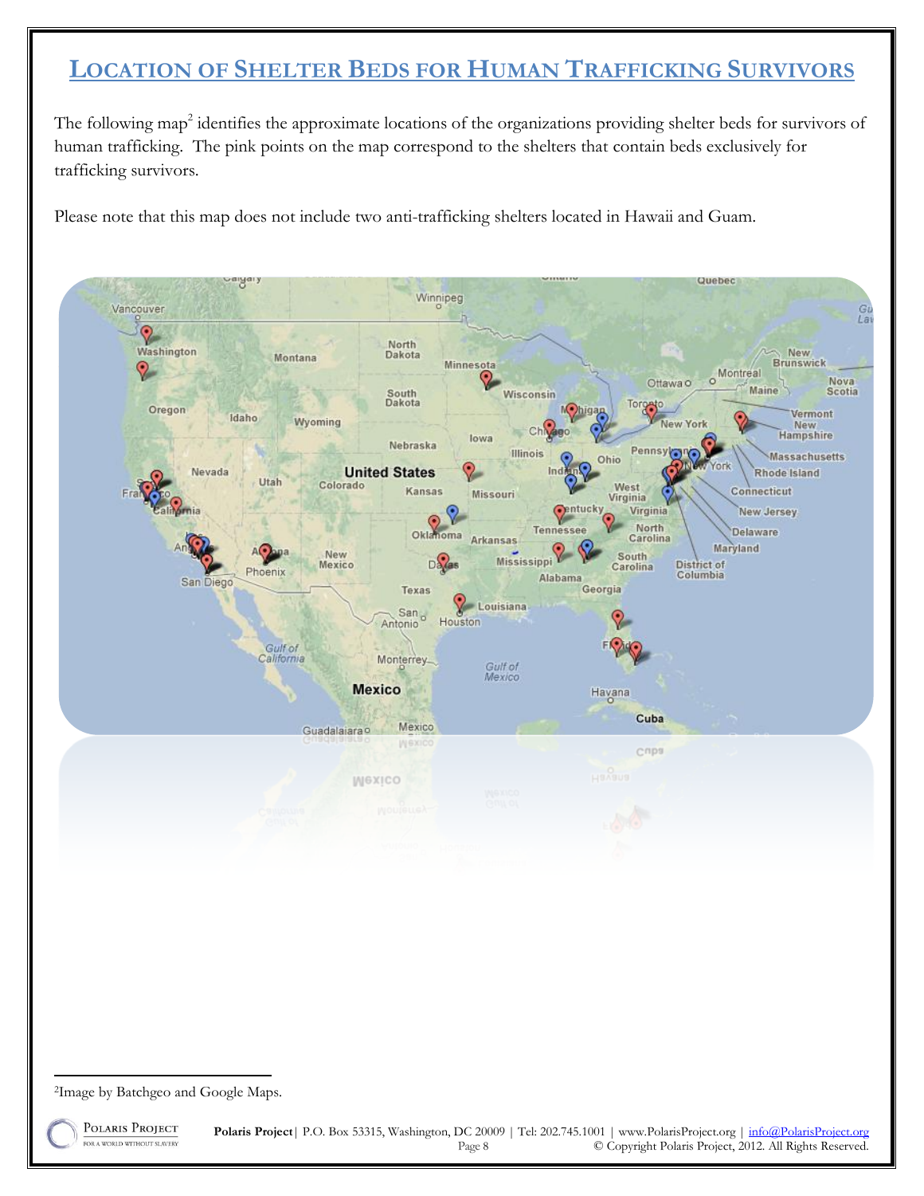# LOCATION OF SHELTER BEDS FOR HUMAN TRAFFICKING SURVIVORS

The following map[2] identifies the approximate locations of the organizations providing shelter beds for survivors of human trafficking. The pink points on the map correspond to the shelters that contain beds exclusively for trafficking survivors.

Please note that this map does not include two anti-trafficking shelters located in Hawaii and Guam.

[2] Image by Batchgeo and Google Maps.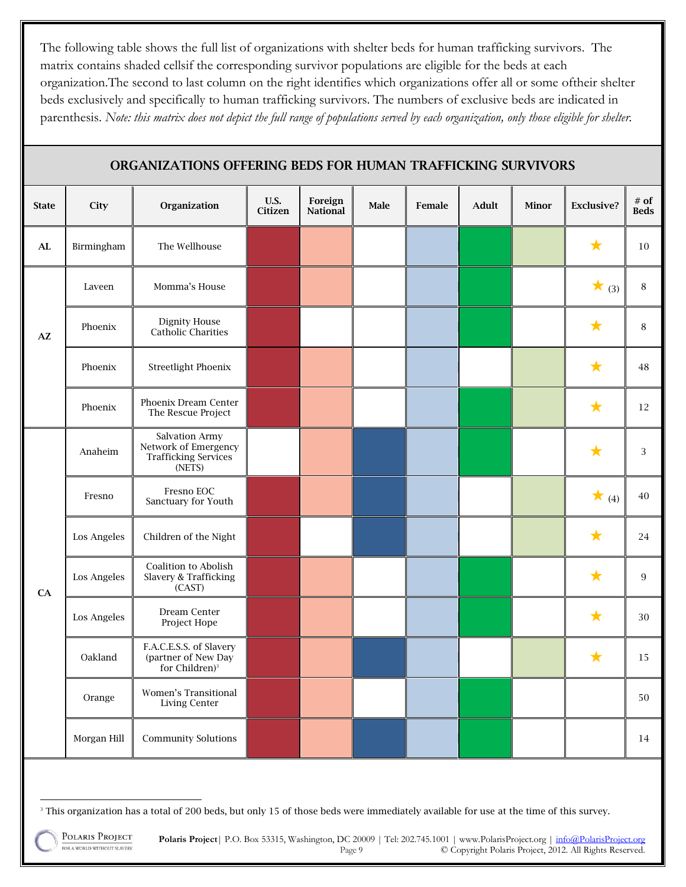The following table shows the full list of organizations with shelter beds for human trafficking survivors. The matrix contains shaded cellsif the corresponding survivor populations are eligible for the beds at each organization.The second to last column on the right identifies which organizations offer all or some oftheir shelter beds exclusively and specifically to human trafficking survivors. The numbers of exclusive beds are indicated in parenthesis. *Note: this matrix does not depict the full range of populations served by each organization, only those eligible for shelter.*

## ORGANIZATIONS OFFERING BEDS FOR HUMAN TRAFFICKING SURVIVORS

| State | City | Organization | U.S. Citizen | Foreign National | Male | Female | Adult | Minor | Exclusive? | # of Beds |
|---|---|---|---|---|---|---|---|---|---|---|
| AL | Birmingham | The Wellhouse | ■ | ■ | | ■ | ■ | ■ | ★ | 10 |
| AZ | Laveen | Momma's House | ■ | ■ | | ■ | ■ | | ★ (3) | 8 |
| | Phoenix | Dignity House Catholic Charities | ■ | | | ■ | ■ | | ★ | 8 |
| | Phoenix | Streetlight Phoenix | ■ | ■ | | ■ | | ■ | ★ | 48 |
| | Phoenix | Phoenix Dream Center The Rescue Project | ■ | ■ | | ■ | ■ | ■ | ★ | 12 |
| CA | Anaheim | Salvation Army Network of Emergency Trafficking Services (NETS) | | ■ | ■ | ■ | ■ | | ★ | 3 |
| | Fresno | Fresno EOC Sanctuary for Youth | ■ | ■ | ■ | ■ | | ■ | ★ (4) | 40 |
| | Los Angeles | Children of the Night | ■ | | ■ | ■ | | ■ | ★ | 24 |
| | Los Angeles | Coalition to Abolish Slavery & Trafficking (CAST) | ■ | ■ | | ■ | ■ | | ★ | 9 |
| | Los Angeles | Dream Center Project Hope | ■ | ■ | | ■ | ■ | | ★ | 30 |
| | Oakland | F.A.C.E.S.S. of Slavery (partner of New Day for Children)[3] | ■ | ■ | ■ | ■ | | ■ | ★ | 15 |
| | Orange | Women's Transitional Living Center | ■ | ■ | | ■ | ■ | | | 50 |
| | Morgan Hill | Community Solutions | ■ | ■ | ■ | ■ | ■ | | | 14 |

[3] This organization has a total of 200 beds, but only 15 of those beds were immediately available for use at the time of this survey.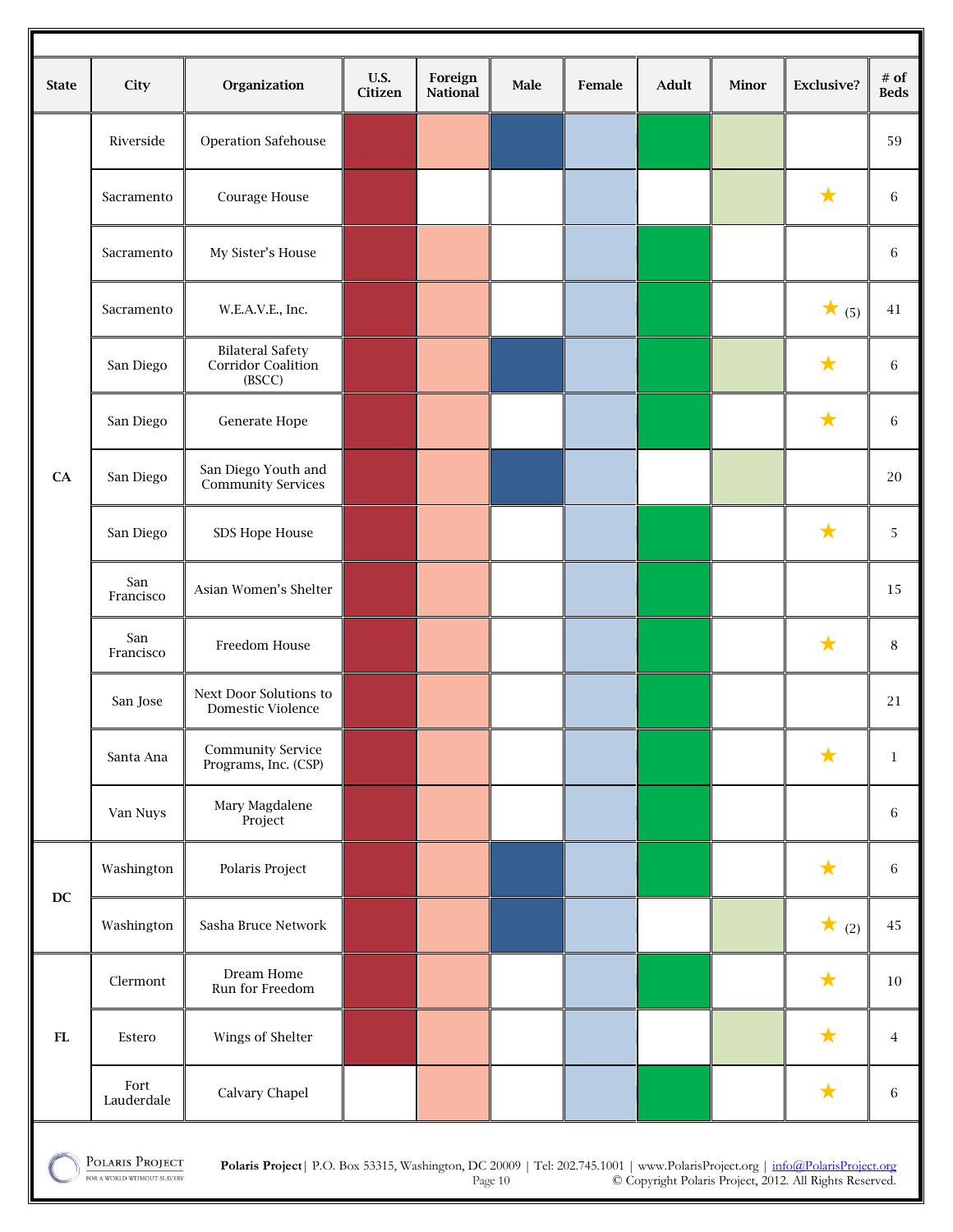| State | City | Organization | U.S. Citizen | Foreign National | Male | Female | Adult | Minor | Exclusive? | # of Beds |
|---|---|---|---|---|---|---|---|---|---|---|
| CA | Riverside | Operation Safehouse | ✓ | ✓ | ✓ | ✓ | ✓ | ✓ | | 59 |
| | Sacramento | Courage House | ✓ | | | ✓ | | ✓ | ★ | 6 |
| | Sacramento | My Sister's House | ✓ | ✓ | | ✓ | ✓ | | | 6 |
| | Sacramento | W.E.A.V.E., Inc. | ✓ | ✓ | | ✓ | ✓ | | ★ (5) | 41 |
| | San Diego | Bilateral Safety Corridor Coalition (BSCC) | ✓ | ✓ | ✓ | ✓ | ✓ | ✓ | ★ | 6 |
| | San Diego | Generate Hope | ✓ | ✓ | | ✓ | ✓ | | ★ | 6 |
| | San Diego | San Diego Youth and Community Services | ✓ | ✓ | ✓ | ✓ | | ✓ | | 20 |
| | San Diego | SDS Hope House | ✓ | ✓ | | ✓ | ✓ | | ★ | 5 |
| | San Francisco | Asian Women's Shelter | ✓ | ✓ | | ✓ | ✓ | | | 15 |
| | San Francisco | Freedom House | ✓ | ✓ | | ✓ | ✓ | | ★ | 8 |
| | San Jose | Next Door Solutions to Domestic Violence | ✓ | ✓ | | ✓ | ✓ | | | 21 |
| | Santa Ana | Community Service Programs, Inc. (CSP) | ✓ | ✓ | | ✓ | ✓ | | ★ | 1 |
| | Van Nuys | Mary Magdalene Project | ✓ | ✓ | | ✓ | ✓ | | | 6 |
| DC | Washington | Polaris Project | ✓ | ✓ | ✓ | ✓ | ✓ | | ★ | 6 |
| | Washington | Sasha Bruce Network | ✓ | ✓ | ✓ | ✓ | | ✓ | ★ (2) | 45 |
| FL | Clermont | Dream Home Run for Freedom | ✓ | ✓ | | ✓ | ✓ | | ★ | 10 |
| | Estero | Wings of Shelter | ✓ | ✓ | | ✓ | | ✓ | ★ | 4 |
| | Fort Lauderdale | Calvary Chapel | | ✓ | | ✓ | ✓ | | ★ | 6 |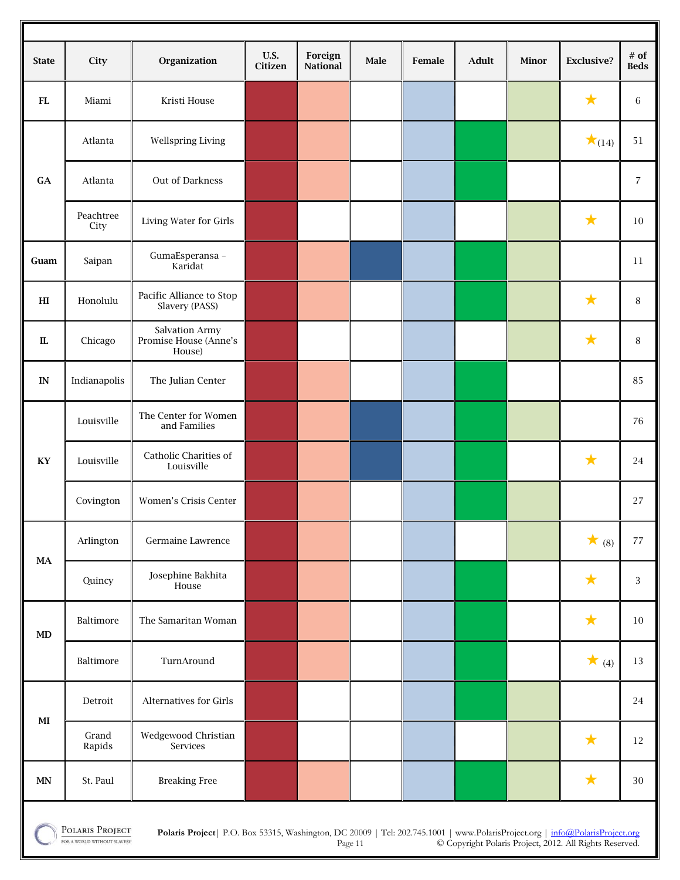| State | City | Organization | U.S. Citizen | Foreign National | Male | Female | Adult | Minor | Exclusive? | # of Beds |
|---|---|---|---|---|---|---|---|---|---|---|
| FL | Miami | Kristi House | X | X | | X | | X | ★ | 6 |
| GA | Atlanta | Wellspring Living | X | X | | X | X | X | ★(14) | 51 |
| GA | Atlanta | Out of Darkness | X | X | | X | X | | | 7 |
| GA | Peachtree City | Living Water for Girls | X | | | X | | X | ★ | 10 |
| Guam | Saipan | GumaEsperansa – Karidat | X | X | X | X | X | X | | 11 |
| HI | Honolulu | Pacific Alliance to Stop Slavery (PASS) | X | X | | X | X | X | ★ | 8 |
| IL | Chicago | Salvation Army Promise House (Anne's House) | X | | | X | | X | ★ | 8 |
| IN | Indianapolis | The Julian Center | X | X | | X | X | | | 85 |
| KY | Louisville | The Center for Women and Families | X | X | X | X | X | X | | 76 |
| KY | Louisville | Catholic Charities of Louisville | X | X | X | X | X | | ★ | 24 |
| KY | Covington | Women's Crisis Center | X | X | | X | X | X | | 27 |
| MA | Arlington | Germaine Lawrence | X | X | | X | | X | ★ (8) | 77 |
| MA | Quincy | Josephine Bakhita House | X | X | | X | X | | ★ | 3 |
| MD | Baltimore | The Samaritan Woman | X | X | | X | X | | ★ | 10 |
| MD | Baltimore | TurnAround | X | X | | X | X | | ★ (4) | 13 |
| MI | Detroit | Alternatives for Girls | X | | | X | X | X | | 24 |
| MI | Grand Rapids | Wedgewood Christian Services | X | | | X | | X | ★ | 12 |
| MN | St. Paul | Breaking Free | X | X | | X | X | X | ★ | 30 |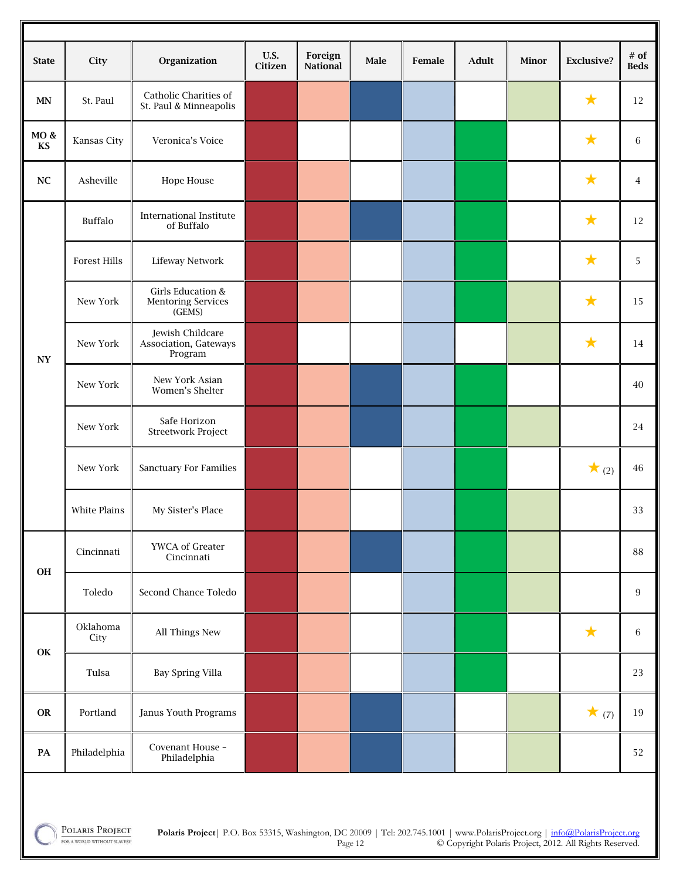| State | City | Organization | U.S. Citizen | Foreign National | Male | Female | Adult | Minor | Exclusive? | # of Beds |
|---|---|---|---|---|---|---|---|---|---|---|
| MN | St. Paul | Catholic Charities of St. Paul & Minneapolis | ✓ | ✓ | ✓ | ✓ | | ✓ | ★ | 12 |
| MO & KS | Kansas City | Veronica's Voice | ✓ | | | ✓ | ✓ | | ★ | 6 |
| NC | Asheville | Hope House | ✓ | ✓ | | ✓ | ✓ | | ★ | 4 |
| NY | Buffalo | International Institute of Buffalo | ✓ | ✓ | ✓ | ✓ | ✓ | | ★ | 12 |
| NY | Forest Hills | Lifeway Network | ✓ | ✓ | | ✓ | ✓ | | ★ | 5 |
| NY | New York | Girls Education & Mentoring Services (GEMS) | ✓ | ✓ | | ✓ | ✓ | ✓ | ★ | 15 |
| NY | New York | Jewish Childcare Association, Gateways Program | ✓ | | | ✓ | | ✓ | ★ | 14 |
| NY | New York | New York Asian Women's Shelter | ✓ | ✓ | ✓ | ✓ | ✓ | | | 40 |
| NY | New York | Safe Horizon Streetwork Project | ✓ | ✓ | ✓ | ✓ | ✓ | ✓ | | 24 |
| NY | New York | Sanctuary For Families | ✓ | ✓ | | ✓ | ✓ | | ★ (2) | 46 |
| NY | White Plains | My Sister's Place | ✓ | ✓ | | ✓ | ✓ | ✓ | | 33 |
| OH | Cincinnati | YWCA of Greater Cincinnati | ✓ | ✓ | ✓ | ✓ | ✓ | ✓ | | 88 |
| OH | Toledo | Second Chance Toledo | ✓ | ✓ | | ✓ | ✓ | ✓ | | 9 |
| OK | Oklahoma City | All Things New | ✓ | ✓ | | ✓ | ✓ | | ★ | 6 |
| OK | Tulsa | Bay Spring Villa | ✓ | ✓ | | ✓ | ✓ | | | 23 |
| OR | Portland | Janus Youth Programs | ✓ | ✓ | ✓ | ✓ | | ✓ | ★ (7) | 19 |
| PA | Philadelphia | Covenant House – Philadelphia | ✓ | ✓ | ✓ | ✓ | | ✓ | | 52 |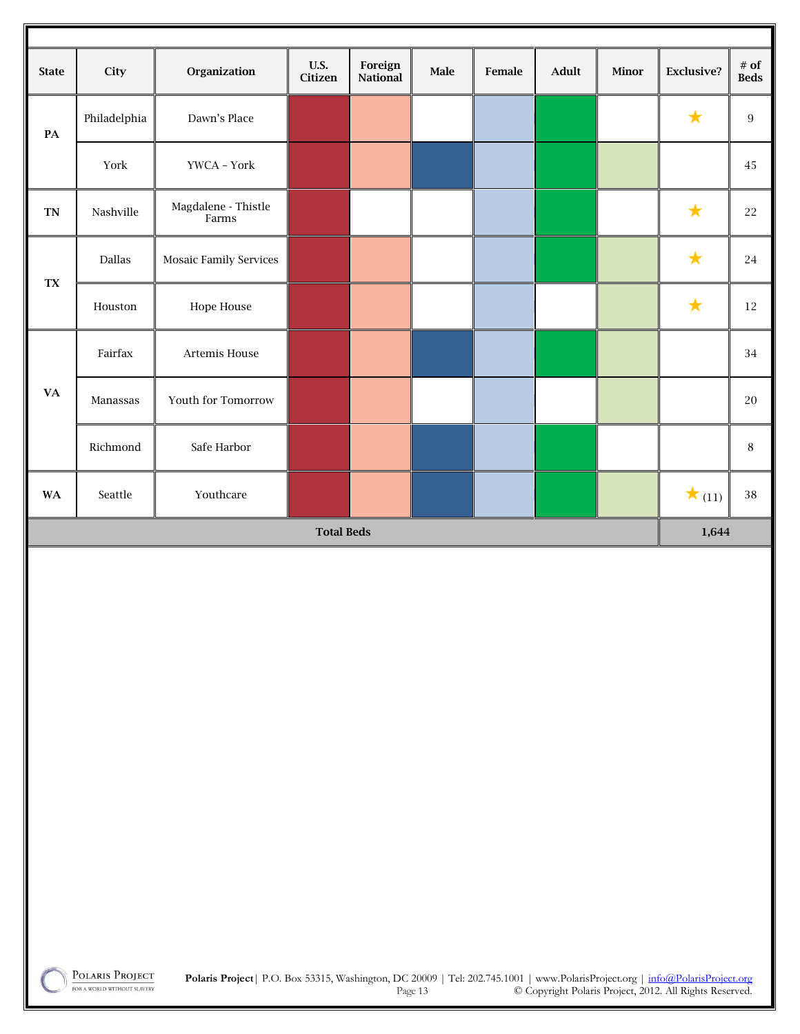| State | City | Organization | U.S. Citizen | Foreign National | Male | Female | Adult | Minor | Exclusive? | # of Beds |
|---|---|---|---|---|---|---|---|---|---|---|
| PA | Philadelphia | Dawn's Place | ■ | ■ | | ■ | ■ | | ★ | 9 |
| | York | YWCA – York | ■ | ■ | ■ | ■ | ■ | ■ | | 45 |
| TN | Nashville | Magdalene - Thistle Farms | ■ | | | ■ | ■ | | ★ | 22 |
| TX | Dallas | Mosaic Family Services | ■ | ■ | | ■ | ■ | ■ | ★ | 24 |
| | Houston | Hope House | ■ | ■ | | ■ | | ■ | ★ | 12 |
| VA | Fairfax | Artemis House | ■ | ■ | ■ | ■ | ■ | ■ | | 34 |
| | Manassas | Youth for Tomorrow | ■ | ■ | | ■ | | ■ | | 20 |
| | Richmond | Safe Harbor | ■ | ■ | ■ | ■ | ■ | | | 8 |
| WA | Seattle | Youthcare | ■ | ■ | ■ | ■ | ■ | ■ | ★ (11) | 38 |
| **Total Beds** | | | | | | | | | **1,644** | |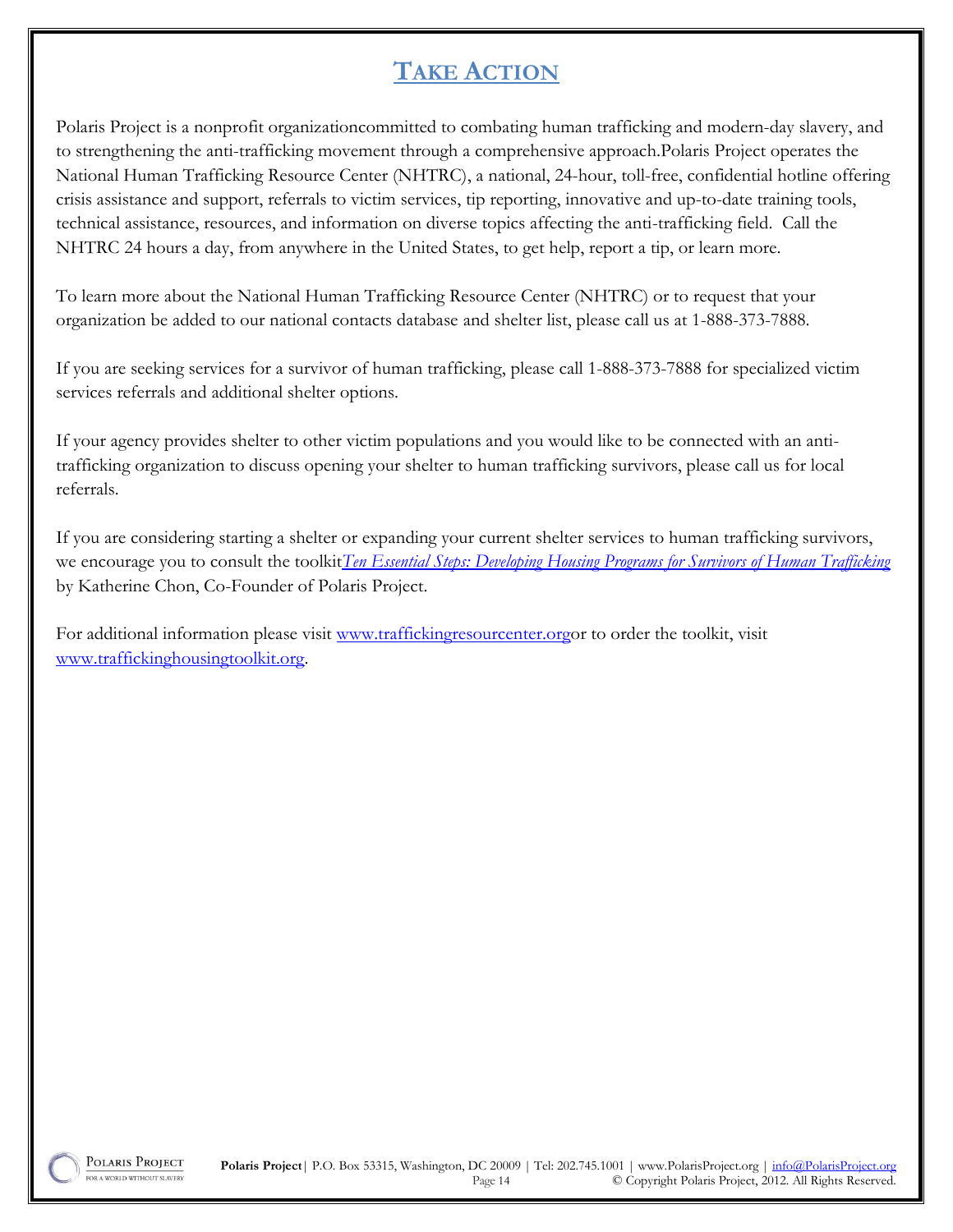# TAKE ACTION

Polaris Project is a nonprofit organizationcommitted to combating human trafficking and modern-day slavery, and to strengthening the anti-trafficking movement through a comprehensive approach.Polaris Project operates the National Human Trafficking Resource Center (NHTRC), a national, 24-hour, toll-free, confidential hotline offering crisis assistance and support, referrals to victim services, tip reporting, innovative and up-to-date training tools, technical assistance, resources, and information on diverse topics affecting the anti-trafficking field. Call the NHTRC 24 hours a day, from anywhere in the United States, to get help, report a tip, or learn more.

To learn more about the National Human Trafficking Resource Center (NHTRC) or to request that your organization be added to our national contacts database and shelter list, please call us at 1-888-373-7888.

If you are seeking services for a survivor of human trafficking, please call 1-888-373-7888 for specialized victim services referrals and additional shelter options.

If your agency provides shelter to other victim populations and you would like to be connected with an anti-trafficking organization to discuss opening your shelter to human trafficking survivors, please call us for local referrals.

If you are considering starting a shelter or expanding your current shelter services to human trafficking survivors, we encourage you to consult the toolkit*Ten Essential Steps: Developing Housing Programs for Survivors of Human Trafficking* by Katherine Chon, Co-Founder of Polaris Project.

For additional information please visit www.traffickingresourcenter.orgor to order the toolkit, visit www.traffickinghousingtoolkit.org.